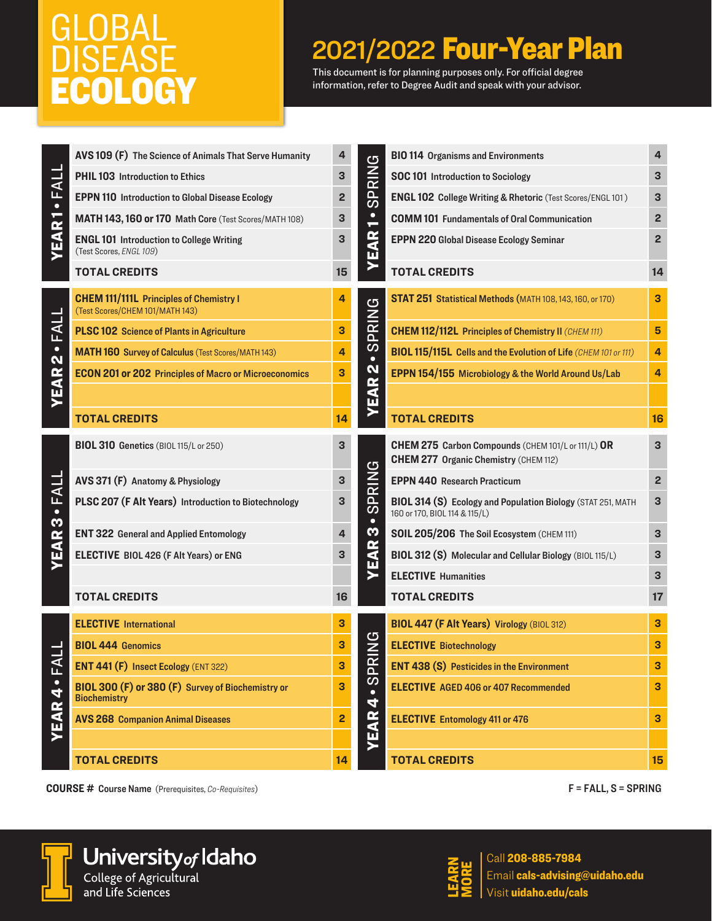# GLOBAL DISEASE ECOLOGY

## 2021/2022 Four-Year Plan

This document is for planning purposes only. For official degree information, refer to Degree Audit and speak with your advisor.

### YEAR 1 • FALL

| Course | Credits |
|---|---|
| **AVS 109 (F)** The Science of Animals That Serve Humanity | 4 |
| **PHIL 103** Introduction to Ethics | 3 |
| **EPPN 110** Introduction to Global Disease Ecology | 2 |
| **MATH 143, 160 or 170** Math Core (Test Scores/MATH 108) | 3 |
| **ENGL 101** Introduction to College Writing (Test Scores, *ENGL 109*) | 3 |
| **TOTAL CREDITS** | **15** |

### YEAR 1 • SPRING

| Course | Credits |
|---|---|
| **BIO 114** Organisms and Environments | 4 |
| **SOC 101** Introduction to Sociology | 3 |
| **ENGL 102** College Writing & Rhetoric (Test Scores/ENGL 101) | 3 |
| **COMM 101** Fundamentals of Oral Communication | 2 |
| **EPPN 220** Global Disease Ecology Seminar | 2 |
| **TOTAL CREDITS** | **14** |

### YEAR 2 • FALL

| Course | Credits |
|---|---|
| **CHEM 111/111L** Principles of Chemistry I (Test Scores/CHEM 101/MATH 143) | 4 |
| **PLSC 102** Science of Plants in Agriculture | 3 |
| **MATH 160** Survey of Calculus (Test Scores/MATH 143) | 4 |
| **ECON 201 or 202** Principles of Macro or Microeconomics | 3 |
| | |
| **TOTAL CREDITS** | **14** |

### YEAR 2 • SPRING

| Course | Credits |
|---|---|
| **STAT 251** Statistical Methods (MATH 108, 143, 160, or 170) | 3 |
| **CHEM 112/112L** Principles of Chemistry II (*CHEM 111*) | 5 |
| **BIOL 115/115L** Cells and the Evolution of Life (*CHEM 101 or 111*) | 4 |
| **EPPN 154/155** Microbiology & the World Around Us/Lab | 4 |
| | |
| **TOTAL CREDITS** | **16** |

### YEAR 3 • FALL

| Course | Credits |
|---|---|
| **BIOL 310** Genetics (BIOL 115/L or 250) | 3 |
| **AVS 371 (F)** Anatomy & Physiology | 3 |
| **PLSC 207 (F Alt Years)** Introduction to Biotechnology | 3 |
| **ENT 322** General and Applied Entomology | 4 |
| **ELECTIVE** BIOL 426 (F Alt Years) or ENG | 3 |
| | |
| **TOTAL CREDITS** | **16** |

### YEAR 3 • SPRING

| Course | Credits |
|---|---|
| **CHEM 275** Carbon Compounds (CHEM 101/L or 111/L) **OR** **CHEM 277** Organic Chemistry (CHEM 112) | 3 |
| **EPPN 440** Research Practicum | 2 |
| **BIOL 314 (S)** Ecology and Population Biology (STAT 251, MATH 160 or 170, BIOL 114 & 115/L) | 3 |
| **SOIL 205/206** The Soil Ecosystem (CHEM 111) | 3 |
| **BIOL 312 (S)** Molecular and Cellular Biology (BIOL 115/L) | 3 |
| **ELECTIVE** Humanities | 3 |
| **TOTAL CREDITS** | **17** |

### YEAR 4 • FALL

| Course | Credits |
|---|---|
| **ELECTIVE** International | 3 |
| **BIOL 444** Genomics | 3 |
| **ENT 441 (F)** Insect Ecology (ENT 322) | 3 |
| **BIOL 300 (F) or 380 (F)** Survey of Biochemistry or Biochemistry | 3 |
| **AVS 268** Companion Animal Diseases | 2 |
| | |
| **TOTAL CREDITS** | **14** |

### YEAR 4 • SPRING

| Course | Credits |
|---|---|
| **BIOL 447 (F Alt Years)** Virology (BIOL 312) | 3 |
| **ELECTIVE** Biotechnology | 3 |
| **ENT 438 (S)** Pesticides in the Environment | 3 |
| **ELECTIVE** AGED 406 or 407 Recommended | 3 |
| **ELECTIVE** Entomology 411 or 476 | 3 |
| | |
| **TOTAL CREDITS** | **15** |

**COURSE #** Course Name (Prerequisites, *Co-Requisites*)

F = FALL, S = SPRING

University of Idaho
College of Agricultural and Life Sciences

**LEARN MORE**
Call **208-885-7984**
Email **cals-advising@uidaho.edu**
Visit **uidaho.edu/cals**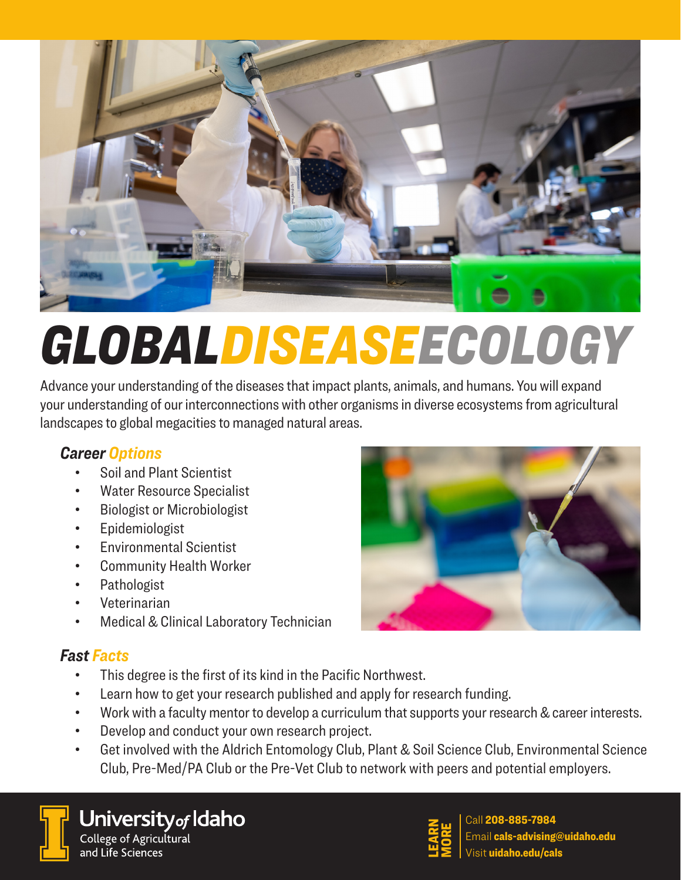# GLOBAL DISEASE ECOLOGY

Advance your understanding of the diseases that impact plants, animals, and humans. You will expand your understanding of our interconnections with other organisms in diverse ecosystems from agricultural landscapes to global megacities to managed natural areas.

### *Career Options*

- Soil and Plant Scientist
- Water Resource Specialist
- Biologist or Microbiologist
- Epidemiologist
- Environmental Scientist
- Community Health Worker
- Pathologist
- Veterinarian
- Medical & Clinical Laboratory Technician

### *Fast Facts*

- This degree is the first of its kind in the Pacific Northwest.
- Learn how to get your research published and apply for research funding.
- Work with a faculty mentor to develop a curriculum that supports your research & career interests.
- Develop and conduct your own research project.
- Get involved with the Aldrich Entomology Club, Plant & Soil Science Club, Environmental Science Club, Pre-Med/PA Club or the Pre-Vet Club to network with peers and potential employers.

University of Idaho
College of Agricultural and Life Sciences

LEARN MORE

Call **208-885-7984**
Email **cals-advising@uidaho.edu**
Visit **uidaho.edu/cals**